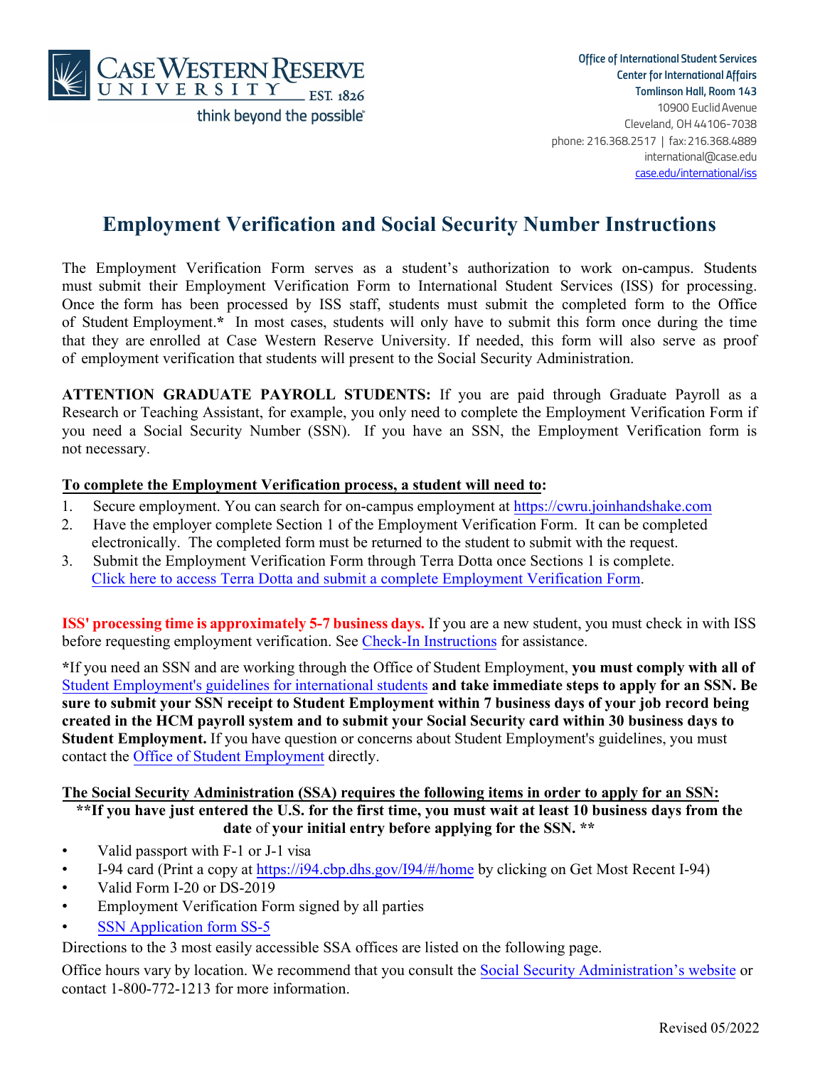Office of International Student Services
Center for International Affairs
Tomlinson Hall, Room 143
10900 Euclid Avenue
Cleveland, OH 44106-7038
phone: 216.368.2517 | fax: 216.368.4889
international@case.edu
case.edu/international/iss

# Employment Verification and Social Security Number Instructions

The Employment Verification Form serves as a student's authorization to work on-campus. Students must submit their Employment Verification Form to International Student Services (ISS) for processing. Once the form has been processed by ISS staff, students must submit the completed form to the Office of Student Employment.* In most cases, students will only have to submit this form once during the time that they are enrolled at Case Western Reserve University. If needed, this form will also serve as proof of employment verification that students will present to the Social Security Administration.

**ATTENTION GRADUATE PAYROLL STUDENTS:** If you are paid through Graduate Payroll as a Research or Teaching Assistant, for example, you only need to complete the Employment Verification Form if you need a Social Security Number (SSN). If you have an SSN, the Employment Verification form is not necessary.

**To complete the Employment Verification process, a student will need to:**

1. Secure employment. You can search for on-campus employment at https://cwru.joinhandshake.com
2. Have the employer complete Section 1 of the Employment Verification Form. It can be completed electronically. The completed form must be returned to the student to submit with the request.
3. Submit the Employment Verification Form through Terra Dotta once Sections 1 is complete. Click here to access Terra Dotta and submit a complete Employment Verification Form.

**ISS' processing time is approximately 5-7 business days.** If you are a new student, you must check in with ISS before requesting employment verification. See Check-In Instructions for assistance.

*If you need an SSN and are working through the Office of Student Employment, **you must comply with all of** Student Employment's guidelines for international students **and take immediate steps to apply for an SSN. Be sure to submit your SSN receipt to Student Employment within 7 business days of your job record being created in the HCM payroll system and to submit your Social Security card within 30 business days to Student Employment.** If you have question or concerns about Student Employment's guidelines, you must contact the Office of Student Employment directly.

**The Social Security Administration (SSA) requires the following items in order to apply for an SSN:**

****If you have just entered the U.S. for the first time, you must wait at least 10 business days from the date of your initial entry before applying for the SSN. ****

- Valid passport with F-1 or J-1 visa
- I-94 card (Print a copy at https://i94.cbp.dhs.gov/I94/#/home by clicking on Get Most Recent I-94)
- Valid Form I-20 or DS-2019
- Employment Verification Form signed by all parties
- SSN Application form SS-5

Directions to the 3 most easily accessible SSA offices are listed on the following page.

Office hours vary by location. We recommend that you consult the Social Security Administration's website or contact 1-800-772-1213 for more information.

Revised 05/2022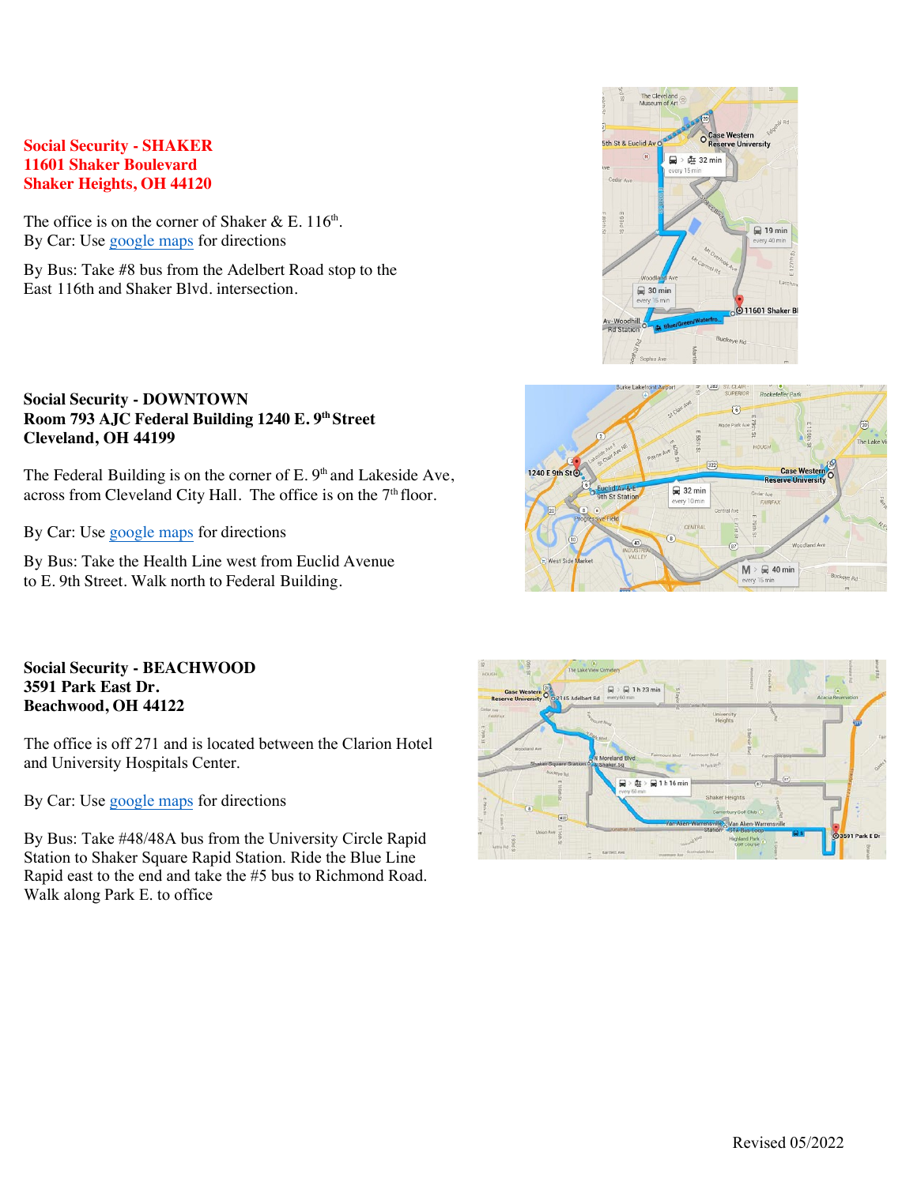**Social Security - SHAKER**
**11601 Shaker Boulevard**
**Shaker Heights, OH 44120**

The office is on the corner of Shaker & E. 116th.
By Car: Use google maps for directions

By Bus: Take #8 bus from the Adelbert Road stop to the East 116th and Shaker Blvd. intersection.

**Social Security - DOWNTOWN**
**Room 793 AJC Federal Building 1240 E. 9th Street**
**Cleveland, OH 44199**

The Federal Building is on the corner of E. 9th and Lakeside Ave, across from Cleveland City Hall. The office is on the 7th floor.

By Car: Use google maps for directions

By Bus: Take the Health Line west from Euclid Avenue to E. 9th Street. Walk north to Federal Building.

**Social Security - BEACHWOOD**
**3591 Park East Dr.**
**Beachwood, OH 44122**

The office is off 271 and is located between the Clarion Hotel and University Hospitals Center.

By Car: Use google maps for directions

By Bus: Take #48/48A bus from the University Circle Rapid Station to Shaker Square Rapid Station. Ride the Blue Line Rapid east to the end and take the #5 bus to Richmond Road. Walk along Park E. to office

Revised 05/2022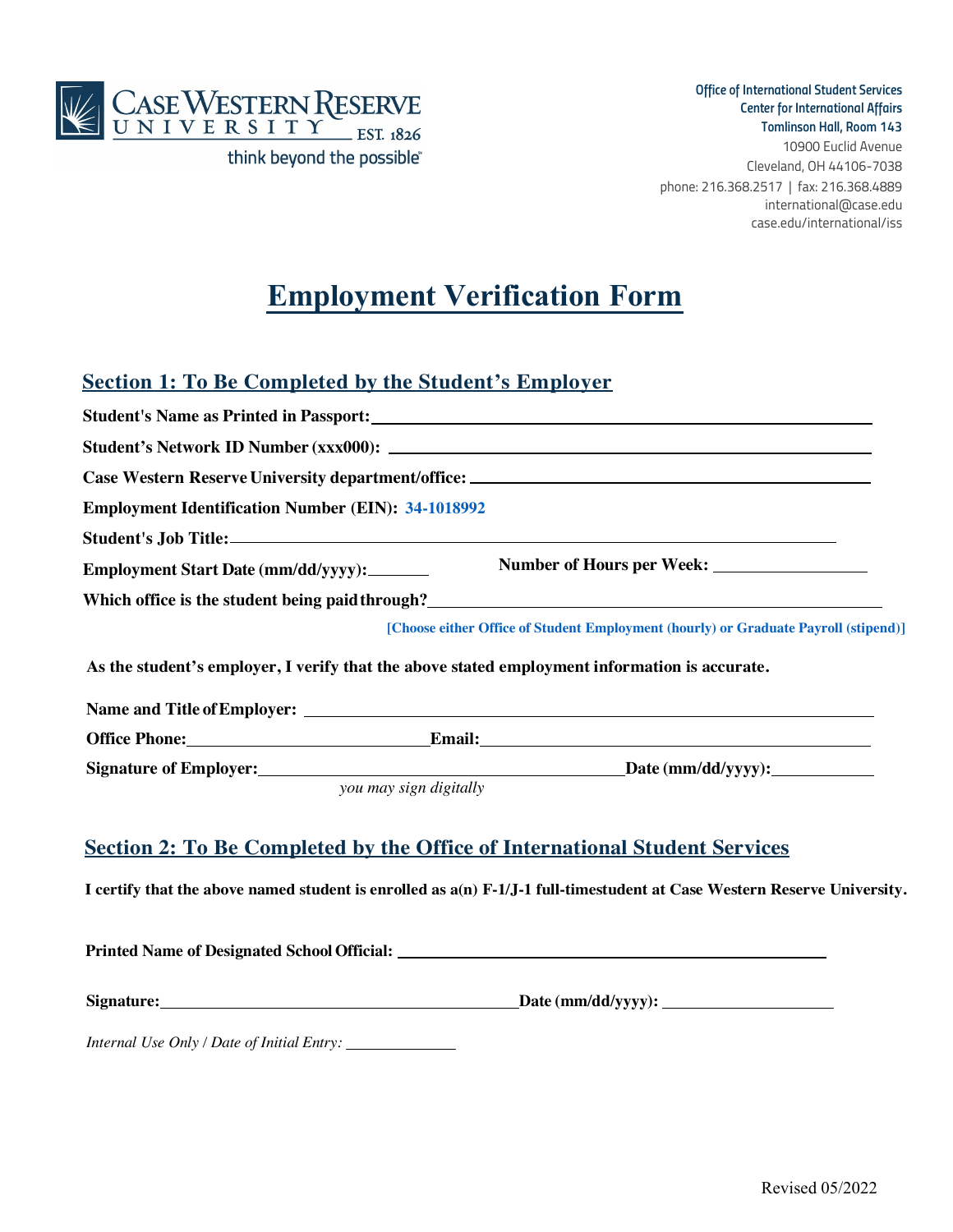Case Western Reserve University EST. 1826

think beyond the possible

**Office of International Student Services**
**Center for International Affairs**
**Tomlinson Hall, Room 143**
10900 Euclid Avenue
Cleveland, OH 44106-7038
phone: 216.368.2517 | fax: 216.368.4889
international@case.edu
case.edu/international/iss

# Employment Verification Form

## Section 1: To Be Completed by the Student's Employer

**Student's Name as Printed in Passport:** ______________________________

**Student's Network ID Number (xxx000):** ______________________________

**Case Western Reserve University department/office:** ______________________________

**Employment Identification Number (EIN):** 34-1018992

**Student's Job Title:** ______________________________

**Employment Start Date (mm/dd/yyyy):** __________ **Number of Hours per Week:** __________

**Which office is the student being paid through?** ______________________________

[Choose either Office of Student Employment (hourly) or Graduate Payroll (stipend)]

**As the student's employer, I verify that the above stated employment information is accurate.**

**Name and Title of Employer:** ______________________________

**Office Phone:** ______________ **Email:** ______________________________

**Signature of Employer:** ______________________________ **Date (mm/dd/yyyy):** __________

*you may sign digitally*

## Section 2: To Be Completed by the Office of International Student Services

**I certify that the above named student is enrolled as a(n) F-1/J-1 full-time student at Case Western Reserve University.**

**Printed Name of Designated School Official:** ______________________________

**Signature:** ______________________________ **Date (mm/dd/yyyy):** __________

*Internal Use Only / Date of Initial Entry:* __________

Revised 05/2022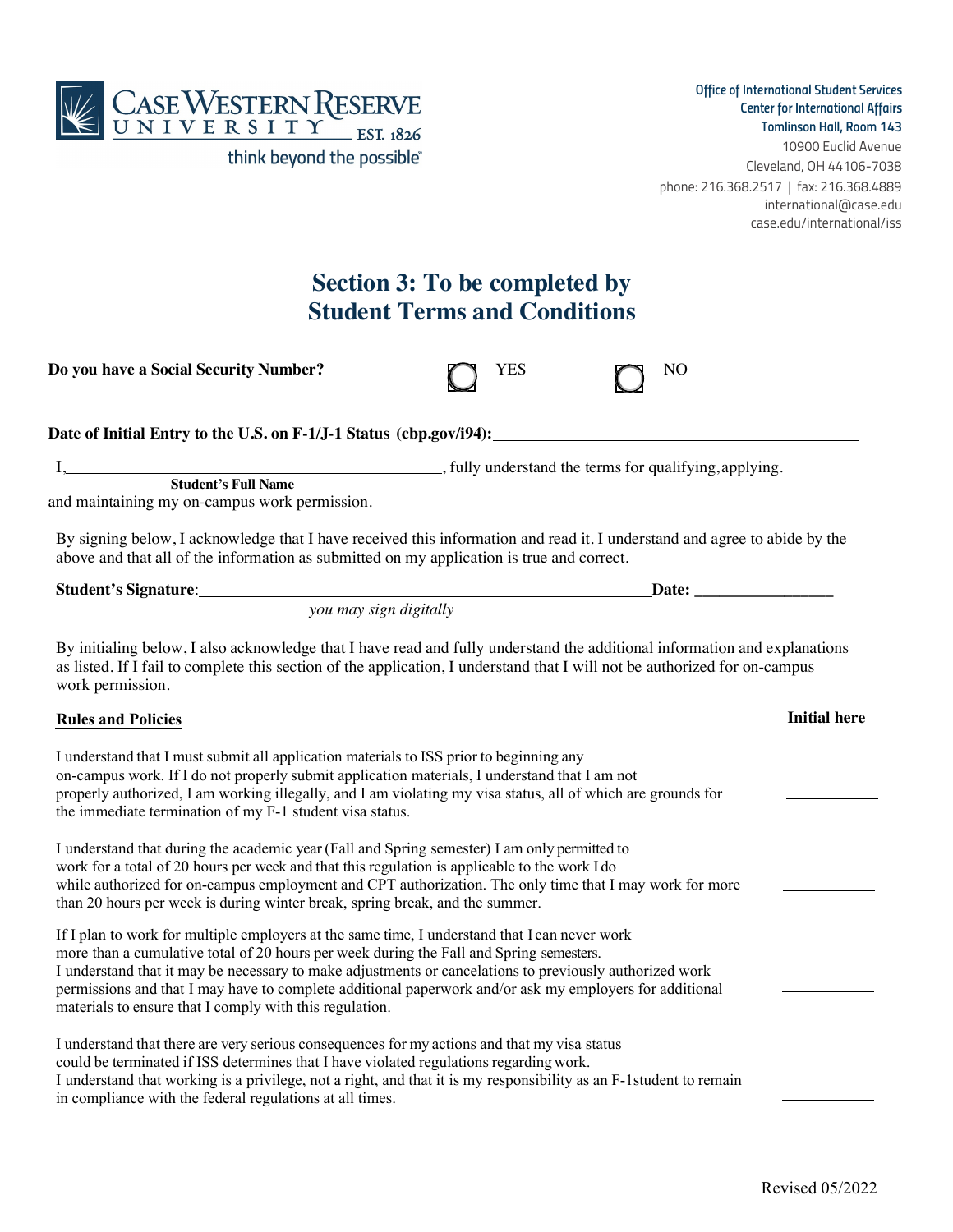Case Western Reserve University
EST. 1826
think beyond the possible

**Office of International Student Services**
**Center for International Affairs**
**Tomlinson Hall, Room 143**
10900 Euclid Avenue
Cleveland, OH 44106-7038
phone: 216.368.2517 | fax: 216.368.4889
international@case.edu
case.edu/international/iss

# Section 3: To be completed by Student Terms and Conditions

**Do you have a Social Security Number?** ☐ YES ☐ NO

**Date of Initial Entry to the U.S. on F-1/J-1 Status (cbp.gov/i94):** ____________________

I, ________________________________, fully understand the terms for qualifying, applying.
**Student's Full Name**
and maintaining my on-campus work permission.

By signing below, I acknowledge that I have received this information and read it. I understand and agree to abide by the above and that all of the information as submitted on my application is true and correct.

**Student's Signature**: ________________________________ **Date:** ________________
*you may sign digitally*

By initialing below, I also acknowledge that I have read and fully understand the additional information and explanations as listed. If I fail to complete this section of the application, I understand that I will not be authorized for on-campus work permission.

| **<u>Rules and Policies</u>** | **Initial here** |
|---|---|
| I understand that I must submit all application materials to ISS prior to beginning any on-campus work. If I do not properly submit application materials, I understand that I am not properly authorized, I am working illegally, and I am violating my visa status, all of which are grounds for the immediate termination of my F-1 student visa status. | ________ |
| I understand that during the academic year (Fall and Spring semester) I am only permitted to work for a total of 20 hours per week and that this regulation is applicable to the work I do while authorized for on-campus employment and CPT authorization. The only time that I may work for more than 20 hours per week is during winter break, spring break, and the summer. | ________ |
| If I plan to work for multiple employers at the same time, I understand that I can never work more than a cumulative total of 20 hours per week during the Fall and Spring semesters. I understand that it may be necessary to make adjustments or cancelations to previously authorized work permissions and that I may have to complete additional paperwork and/or ask my employers for additional materials to ensure that I comply with this regulation. | ________ |
| I understand that there are very serious consequences for my actions and that my visa status could be terminated if ISS determines that I have violated regulations regarding work. I understand that working is a privilege, not a right, and that it is my responsibility as an F-1student to remain in compliance with the federal regulations at all times. | ________ |

Revised 05/2022